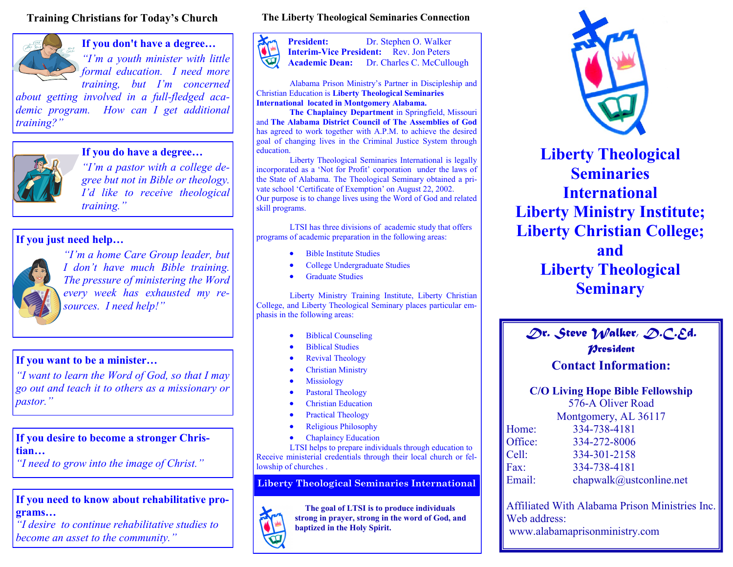## Training Christians for Today's Church

**If you don't have a degree…**

*"I'm a youth minister with little formal education. I need more training, but I'm concerned about getting involved in a full-fledged academic program. How can I get additional training?"*

**If you do have a degree…**

*"I'm a pastor with a college degree but not in Bible or theology. I'd like to receive theological training."*

**If you just need help…**

*"I'm a home Care Group leader, but I don't have much Bible training. The pressure of ministering the Word every week has exhausted my resources. I need help!"*

**If you want to be a minister…**

*"I want to learn the Word of God, so that I may go out and teach it to others as a missionary or pastor."*

**If you desire to become a stronger Christian…**

*"I need to grow into the image of Christ."*

**If you need to know about rehabilitative programs…**

*"I desire to continue rehabilitative studies to become an asset to the community."*

## The Liberty Theological Seminaries Connection

**President:** Dr. Stephen O. Walker
**Interim-Vice President:** Rev. Jon Peters
**Academic Dean:** Dr. Charles C. McCullough

Alabama Prison Ministry's Partner in Discipleship and Christian Education is **Liberty Theological Seminaries International located in Montgomery Alabama.** **The Chaplaincy Department** in Springfield, Missouri and **The Alabama District Council of The Assemblies of God** has agreed to work together with A.P.M. to achieve the desired goal of changing lives in the Criminal Justice System through education.

Liberty Theological Seminaries International is legally incorporated as a 'Not for Profit' corporation under the laws of the State of Alabama. The Theological Seminary obtained a private school 'Certificate of Exemption' on August 22, 2002. Our purpose is to change lives using the Word of God and related skill programs.

LTSI has three divisions of academic study that offers programs of academic preparation in the following areas:

- Bible Institute Studies
- College Undergraduate Studies
- Graduate Studies

Liberty Ministry Training Institute, Liberty Christian College, and Liberty Theological Seminary places particular emphasis in the following areas:

- Biblical Counseling
- Biblical Studies
- Revival Theology
- Christian Ministry
- Missiology
- Pastoral Theology
- Christian Education
- Practical Theology
- Religious Philosophy
- Chaplaincy Education

LTSI helps to prepare individuals through education to Receive ministerial credentials through their local church or fellowship of churches .

### Liberty Theological Seminaries International

**The goal of LTSI is to produce individuals strong in prayer, strong in the word of God, and baptized in the Holy Spirit.**

# Liberty Theological Seminaries International Liberty Ministry Institute; Liberty Christian College; and Liberty Theological Seminary

**Dr. Steve Walker, D.C.Ed.**
**President**

**Contact Information:**

**C/O Living Hope Bible Fellowship**
576-A Oliver Road
Montgomery, AL 36117

Home: 334-738-4181
Office: 334-272-8006
Cell: 334-301-2158
Fax: 334-738-4181
Email: chapwalk@ustconline.net

Affiliated With Alabama Prison Ministries Inc.
Web address:
www.alabamaprisonministry.com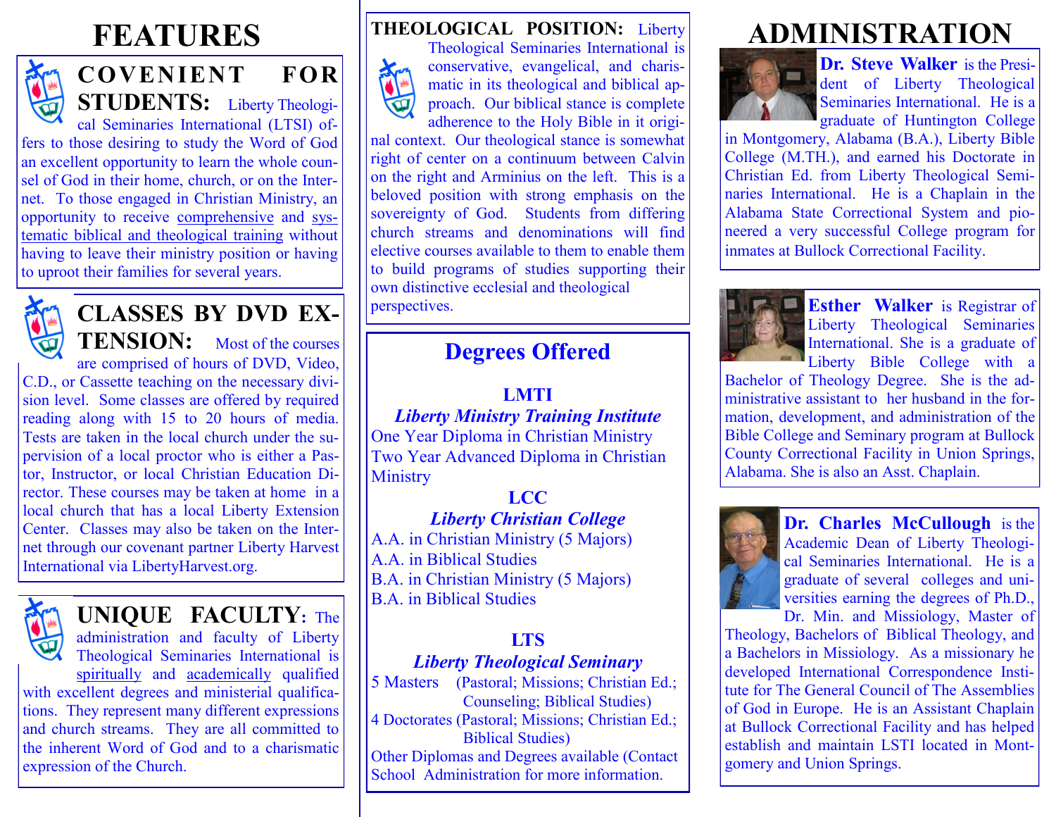# FEATURES

**COVENIENT FOR STUDENTS:** Liberty Theological Seminaries International (LTSI) offers to those desiring to study the Word of God an excellent opportunity to learn the whole counsel of God in their home, church, or on the Internet. To those engaged in Christian Ministry, an opportunity to receive comprehensive and systematic biblical and theological training without having to leave their ministry position or having to uproot their families for several years.

**CLASSES BY DVD EXTENSION:** Most of the courses are comprised of hours of DVD, Video, C.D., or Cassette teaching on the necessary division level. Some classes are offered by required reading along with 15 to 20 hours of media. Tests are taken in the local church under the supervision of a local proctor who is either a Pastor, Instructor, or local Christian Education Director. These courses may be taken at home in a local church that has a local Liberty Extension Center. Classes may also be taken on the Internet through our covenant partner Liberty Harvest International via LibertyHarvest.org.

**UNIQUE FACULTY:** The administration and faculty of Liberty Theological Seminaries International is spiritually and academically qualified with excellent degrees and ministerial qualifications. They represent many different expressions and church streams. They are all committed to the inherent Word of God and to a charismatic expression of the Church.

**THEOLOGICAL POSITION:** Liberty Theological Seminaries International is conservative, evangelical, and charismatic in its theological and biblical approach. Our biblical stance is complete adherence to the Holy Bible in it original context. Our theological stance is somewhat right of center on a continuum between Calvin on the right and Arminius on the left. This is a beloved position with strong emphasis on the sovereignty of God. Students from differing church streams and denominations will find elective courses available to them to enable them to build programs of studies supporting their own distinctive ecclesial and theological perspectives.

## Degrees Offered

**LMTI**

***Liberty Ministry Training Institute***

One Year Diploma in Christian Ministry
Two Year Advanced Diploma in Christian Ministry

**LCC**

***Liberty Christian College***

A.A. in Christian Ministry (5 Majors)
A.A. in Biblical Studies
B.A. in Christian Ministry (5 Majors)
B.A. in Biblical Studies

**LTS**

***Liberty Theological Seminary***

5 Masters (Pastoral; Missions; Christian Ed.; Counseling; Biblical Studies)
4 Doctorates (Pastoral; Missions; Christian Ed.; Biblical Studies)
Other Diplomas and Degrees available (Contact School Administration for more information.

# ADMINISTRATION

**Dr. Steve Walker** is the President of Liberty Theological Seminaries International. He is a graduate of Huntington College in Montgomery, Alabama (B.A.), Liberty Bible College (M.TH.), and earned his Doctorate in Christian Ed. from Liberty Theological Seminaries International. He is a Chaplain in the Alabama State Correctional System and pioneered a very successful College program for inmates at Bullock Correctional Facility.

**Esther Walker** is Registrar of Liberty Theological Seminaries International. She is a graduate of Liberty Bible College with a Bachelor of Theology Degree. She is the administrative assistant to her husband in the formation, development, and administration of the Bible College and Seminary program at Bullock County Correctional Facility in Union Springs, Alabama. She is also an Asst. Chaplain.

**Dr. Charles McCullough** is the Academic Dean of Liberty Theological Seminaries International. He is a graduate of several colleges and universities earning the degrees of Ph.D., Dr. Min. and Missiology, Master of Theology, Bachelors of Biblical Theology, and a Bachelors in Missiology. As a missionary he developed International Correspondence Institute for The General Council of The Assemblies of God in Europe. He is an Assistant Chaplain at Bullock Correctional Facility and has helped establish and maintain LSTI located in Montgomery and Union Springs.